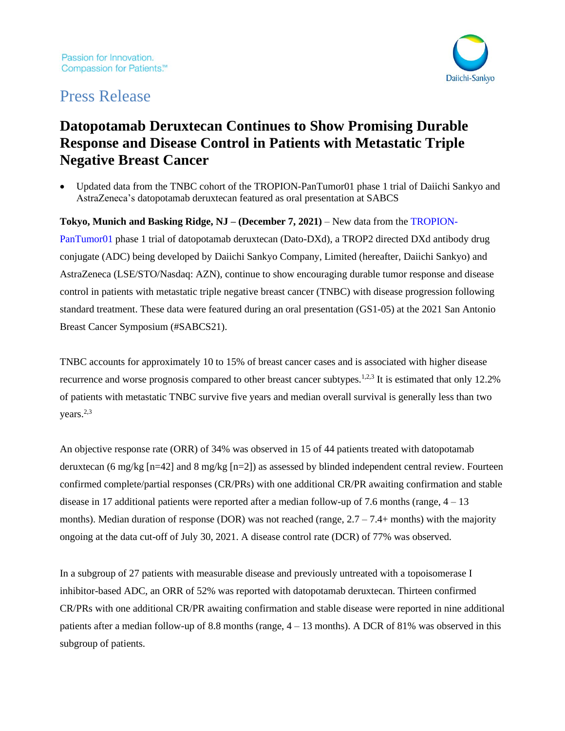Passion for Innovation.
Compassion for Patients.™

Daiichi-Sankyo

# Press Release

## Datopotamab Deruxtecan Continues to Show Promising Durable Response and Disease Control in Patients with Metastatic Triple Negative Breast Cancer

- Updated data from the TNBC cohort of the TROPION-PanTumor01 phase 1 trial of Daiichi Sankyo and AstraZeneca's datopotamab deruxtecan featured as oral presentation at SABCS

**Tokyo, Munich and Basking Ridge, NJ – (December 7, 2021)** – New data from the TROPION-PanTumor01 phase 1 trial of datopotamab deruxtecan (Dato-DXd), a TROP2 directed DXd antibody drug conjugate (ADC) being developed by Daiichi Sankyo Company, Limited (hereafter, Daiichi Sankyo) and AstraZeneca (LSE/STO/Nasdaq: AZN), continue to show encouraging durable tumor response and disease control in patients with metastatic triple negative breast cancer (TNBC) with disease progression following standard treatment. These data were featured during an oral presentation (GS1-05) at the 2021 San Antonio Breast Cancer Symposium (#SABCS21).

TNBC accounts for approximately 10 to 15% of breast cancer cases and is associated with higher disease recurrence and worse prognosis compared to other breast cancer subtypes.[1,2,3] It is estimated that only 12.2% of patients with metastatic TNBC survive five years and median overall survival is generally less than two years.[2,3]

An objective response rate (ORR) of 34% was observed in 15 of 44 patients treated with datopotamab deruxtecan (6 mg/kg [n=42] and 8 mg/kg [n=2]) as assessed by blinded independent central review. Fourteen confirmed complete/partial responses (CR/PRs) with one additional CR/PR awaiting confirmation and stable disease in 17 additional patients were reported after a median follow-up of 7.6 months (range, 4 – 13 months). Median duration of response (DOR) was not reached (range, 2.7 – 7.4+ months) with the majority ongoing at the data cut-off of July 30, 2021. A disease control rate (DCR) of 77% was observed.

In a subgroup of 27 patients with measurable disease and previously untreated with a topoisomerase I inhibitor-based ADC, an ORR of 52% was reported with datopotamab deruxtecan. Thirteen confirmed CR/PRs with one additional CR/PR awaiting confirmation and stable disease were reported in nine additional patients after a median follow-up of 8.8 months (range, 4 – 13 months). A DCR of 81% was observed in this subgroup of patients.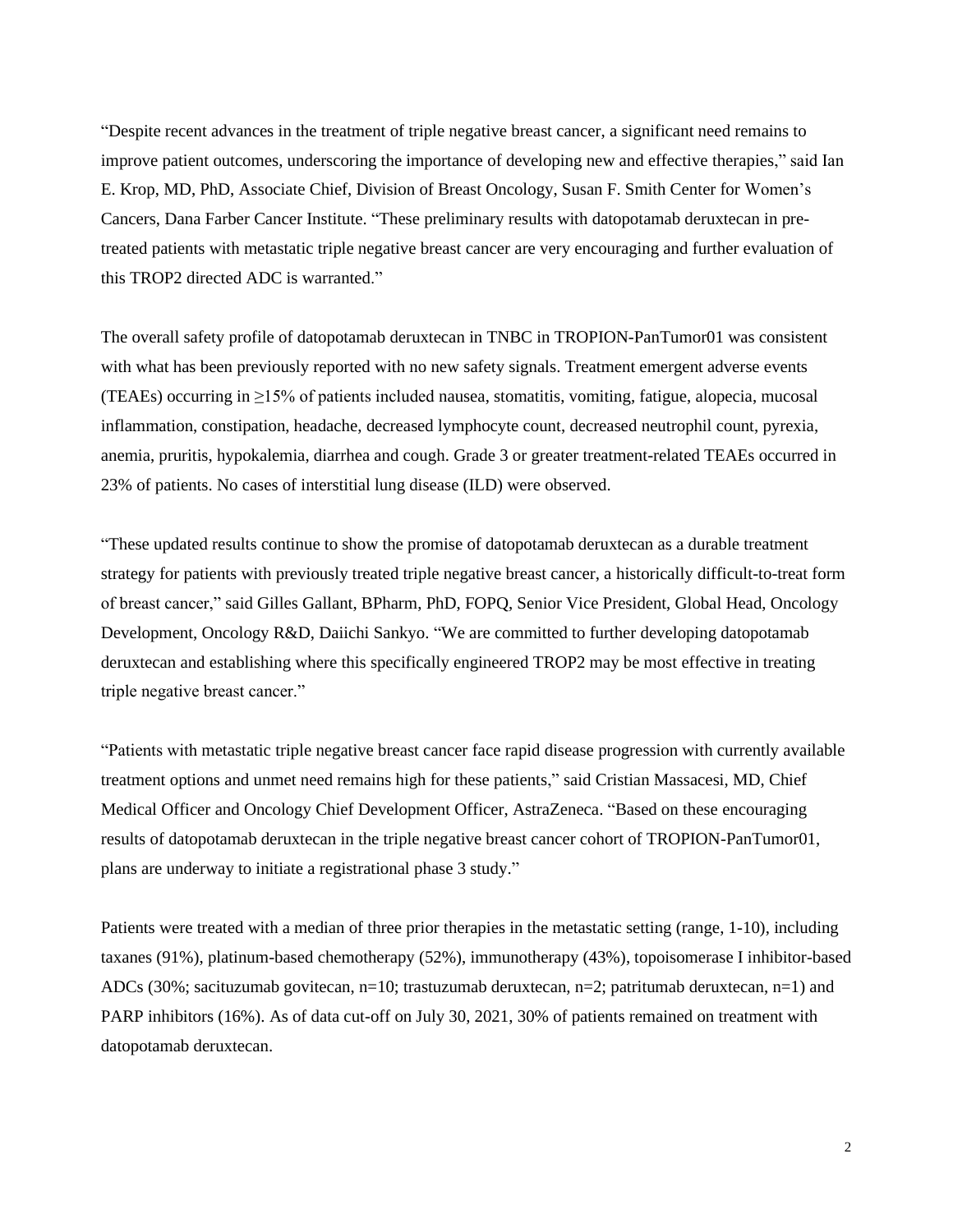"Despite recent advances in the treatment of triple negative breast cancer, a significant need remains to improve patient outcomes, underscoring the importance of developing new and effective therapies," said Ian E. Krop, MD, PhD, Associate Chief, Division of Breast Oncology, Susan F. Smith Center for Women's Cancers, Dana Farber Cancer Institute. "These preliminary results with datopotamab deruxtecan in pre-treated patients with metastatic triple negative breast cancer are very encouraging and further evaluation of this TROP2 directed ADC is warranted."

The overall safety profile of datopotamab deruxtecan in TNBC in TROPION-PanTumor01 was consistent with what has been previously reported with no new safety signals. Treatment emergent adverse events (TEAEs) occurring in ≥15% of patients included nausea, stomatitis, vomiting, fatigue, alopecia, mucosal inflammation, constipation, headache, decreased lymphocyte count, decreased neutrophil count, pyrexia, anemia, pruritis, hypokalemia, diarrhea and cough. Grade 3 or greater treatment-related TEAEs occurred in 23% of patients. No cases of interstitial lung disease (ILD) were observed.

"These updated results continue to show the promise of datopotamab deruxtecan as a durable treatment strategy for patients with previously treated triple negative breast cancer, a historically difficult-to-treat form of breast cancer," said Gilles Gallant, BPharm, PhD, FOPQ, Senior Vice President, Global Head, Oncology Development, Oncology R&D, Daiichi Sankyo. "We are committed to further developing datopotamab deruxtecan and establishing where this specifically engineered TROP2 may be most effective in treating triple negative breast cancer."

"Patients with metastatic triple negative breast cancer face rapid disease progression with currently available treatment options and unmet need remains high for these patients," said Cristian Massacesi, MD, Chief Medical Officer and Oncology Chief Development Officer, AstraZeneca. "Based on these encouraging results of datopotamab deruxtecan in the triple negative breast cancer cohort of TROPION-PanTumor01, plans are underway to initiate a registrational phase 3 study."

Patients were treated with a median of three prior therapies in the metastatic setting (range, 1-10), including taxanes (91%), platinum-based chemotherapy (52%), immunotherapy (43%), topoisomerase I inhibitor-based ADCs (30%; sacituzumab govitecan, n=10; trastuzumab deruxtecan, n=2; patritumab deruxtecan, n=1) and PARP inhibitors (16%). As of data cut-off on July 30, 2021, 30% of patients remained on treatment with datopotamab deruxtecan.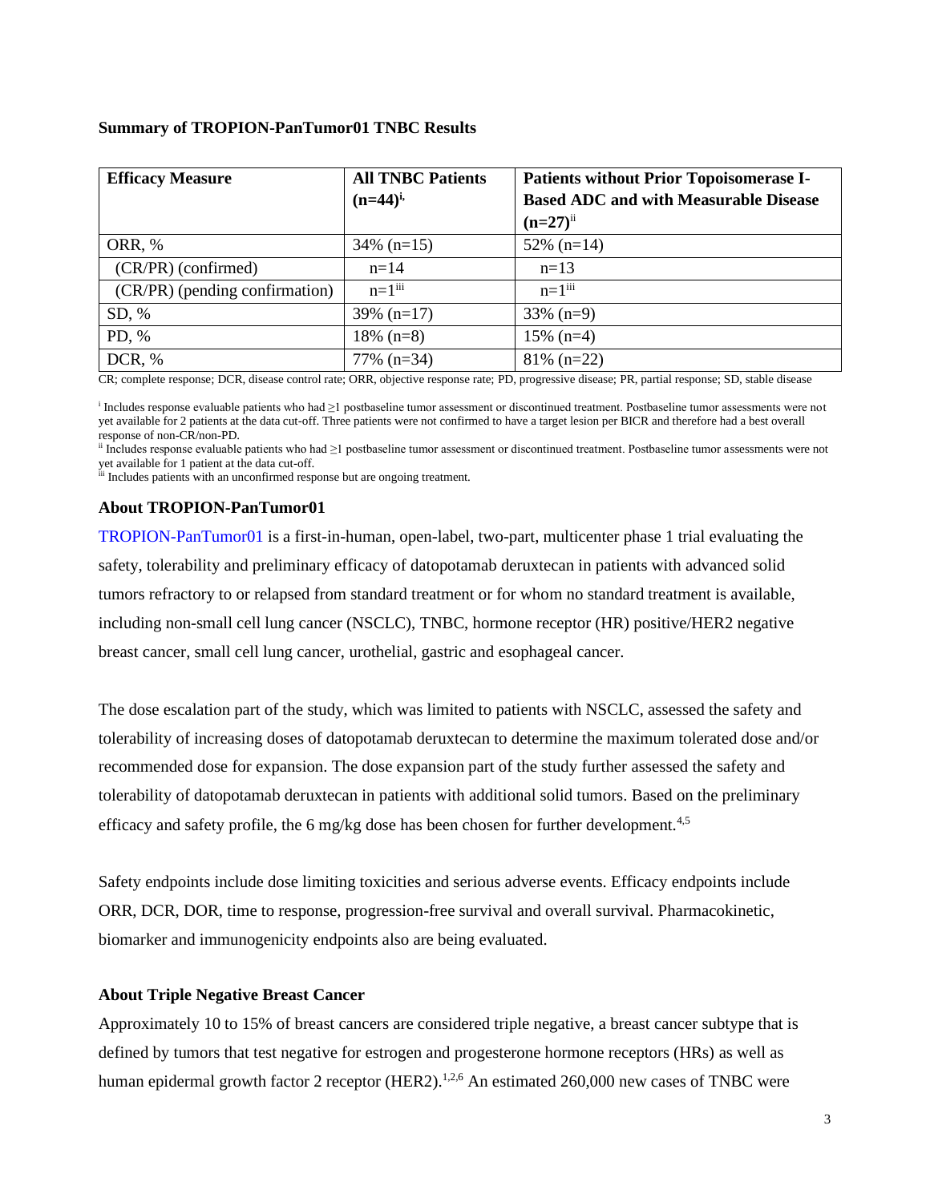**Summary of TROPION-PanTumor01 TNBC Results**

| Efficacy Measure | All TNBC Patients (n=44)[i] | Patients without Prior Topoisomerase I-Based ADC and with Measurable Disease (n=27)[ii] |
|---|---|---|
| ORR, % | 34% (n=15) | 52% (n=14) |
| (CR/PR) (confirmed) | n=14 | n=13 |
| (CR/PR) (pending confirmation) | n=1[iii] | n=1[iii] |
| SD, % | 39% (n=17) | 33% (n=9) |
| PD, % | 18% (n=8) | 15% (n=4) |
| DCR, % | 77% (n=34) | 81% (n=22) |

CR; complete response; DCR, disease control rate; ORR, objective response rate; PD, progressive disease; PR, partial response; SD, stable disease

[i] Includes response evaluable patients who had ≥1 postbaseline tumor assessment or discontinued treatment. Postbaseline tumor assessments were not yet available for 2 patients at the data cut-off. Three patients were not confirmed to have a target lesion per BICR and therefore had a best overall response of non-CR/non-PD.

[ii] Includes response evaluable patients who had ≥1 postbaseline tumor assessment or discontinued treatment. Postbaseline tumor assessments were not yet available for 1 patient at the data cut-off.

[iii] Includes patients with an unconfirmed response but are ongoing treatment.

**About TROPION-PanTumor01**

TROPION-PanTumor01 is a first-in-human, open-label, two-part, multicenter phase 1 trial evaluating the safety, tolerability and preliminary efficacy of datopotamab deruxtecan in patients with advanced solid tumors refractory to or relapsed from standard treatment or for whom no standard treatment is available, including non-small cell lung cancer (NSCLC), TNBC, hormone receptor (HR) positive/HER2 negative breast cancer, small cell lung cancer, urothelial, gastric and esophageal cancer.

The dose escalation part of the study, which was limited to patients with NSCLC, assessed the safety and tolerability of increasing doses of datopotamab deruxtecan to determine the maximum tolerated dose and/or recommended dose for expansion. The dose expansion part of the study further assessed the safety and tolerability of datopotamab deruxtecan in patients with additional solid tumors. Based on the preliminary efficacy and safety profile, the 6 mg/kg dose has been chosen for further development.[4,5]

Safety endpoints include dose limiting toxicities and serious adverse events. Efficacy endpoints include ORR, DCR, DOR, time to response, progression-free survival and overall survival. Pharmacokinetic, biomarker and immunogenicity endpoints also are being evaluated.

**About Triple Negative Breast Cancer**

Approximately 10 to 15% of breast cancers are considered triple negative, a breast cancer subtype that is defined by tumors that test negative for estrogen and progesterone hormone receptors (HRs) as well as human epidermal growth factor 2 receptor (HER2).[1,2,6] An estimated 260,000 new cases of TNBC were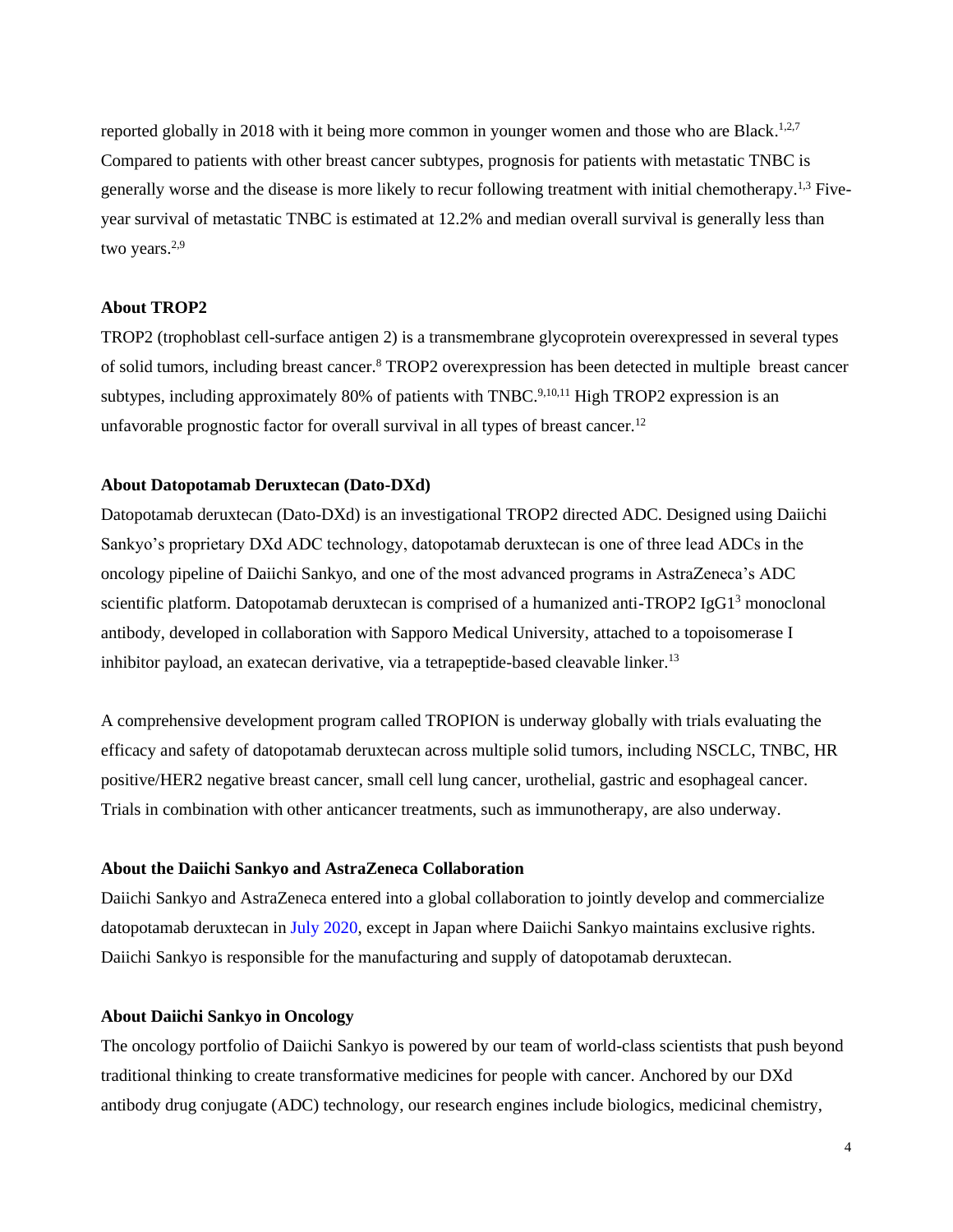reported globally in 2018 with it being more common in younger women and those who are Black.[1,2,7] Compared to patients with other breast cancer subtypes, prognosis for patients with metastatic TNBC is generally worse and the disease is more likely to recur following treatment with initial chemotherapy.[1,3] Five-year survival of metastatic TNBC is estimated at 12.2% and median overall survival is generally less than two years.[2,9]

**About TROP2**

TROP2 (trophoblast cell-surface antigen 2) is a transmembrane glycoprotein overexpressed in several types of solid tumors, including breast cancer.[8] TROP2 overexpression has been detected in multiple breast cancer subtypes, including approximately 80% of patients with TNBC.[9,10,11] High TROP2 expression is an unfavorable prognostic factor for overall survival in all types of breast cancer.[12]

**About Datopotamab Deruxtecan (Dato-DXd)**

Datopotamab deruxtecan (Dato-DXd) is an investigational TROP2 directed ADC. Designed using Daiichi Sankyo's proprietary DXd ADC technology, datopotamab deruxtecan is one of three lead ADCs in the oncology pipeline of Daiichi Sankyo, and one of the most advanced programs in AstraZeneca's ADC scientific platform. Datopotamab deruxtecan is comprised of a humanized anti-TROP2 IgG1[3] monoclonal antibody, developed in collaboration with Sapporo Medical University, attached to a topoisomerase I inhibitor payload, an exatecan derivative, via a tetrapeptide-based cleavable linker.[13]

A comprehensive development program called TROPION is underway globally with trials evaluating the efficacy and safety of datopotamab deruxtecan across multiple solid tumors, including NSCLC, TNBC, HR positive/HER2 negative breast cancer, small cell lung cancer, urothelial, gastric and esophageal cancer. Trials in combination with other anticancer treatments, such as immunotherapy, are also underway.

**About the Daiichi Sankyo and AstraZeneca Collaboration**

Daiichi Sankyo and AstraZeneca entered into a global collaboration to jointly develop and commercialize datopotamab deruxtecan in July 2020, except in Japan where Daiichi Sankyo maintains exclusive rights. Daiichi Sankyo is responsible for the manufacturing and supply of datopotamab deruxtecan.

**About Daiichi Sankyo in Oncology**

The oncology portfolio of Daiichi Sankyo is powered by our team of world-class scientists that push beyond traditional thinking to create transformative medicines for people with cancer. Anchored by our DXd antibody drug conjugate (ADC) technology, our research engines include biologics, medicinal chemistry,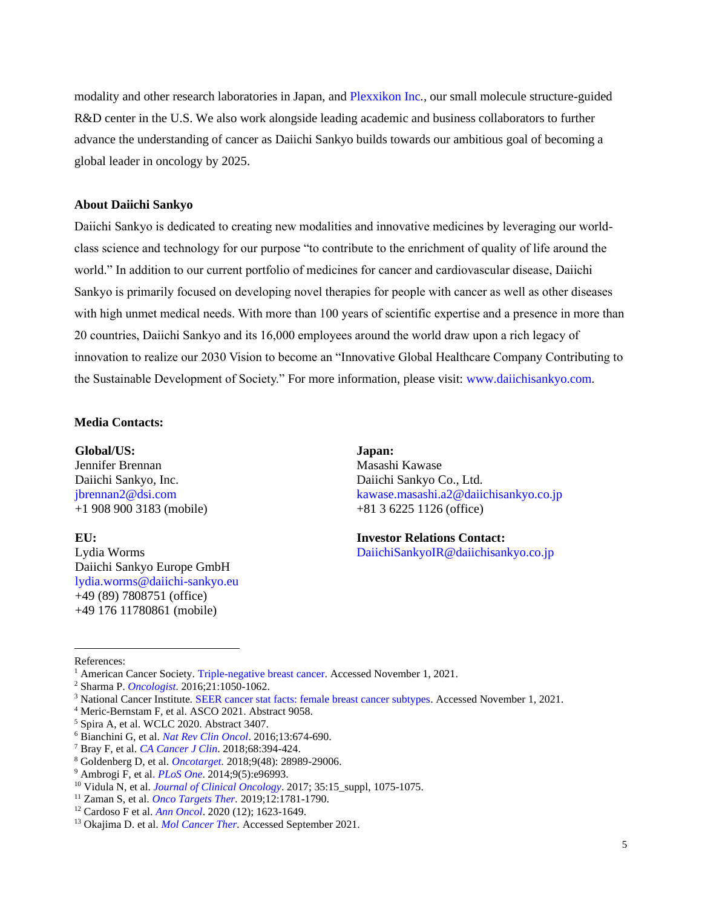modality and other research laboratories in Japan, and Plexxikon Inc., our small molecule structure-guided R&D center in the U.S. We also work alongside leading academic and business collaborators to further advance the understanding of cancer as Daiichi Sankyo builds towards our ambitious goal of becoming a global leader in oncology by 2025.

**About Daiichi Sankyo**

Daiichi Sankyo is dedicated to creating new modalities and innovative medicines by leveraging our world-class science and technology for our purpose "to contribute to the enrichment of quality of life around the world." In addition to our current portfolio of medicines for cancer and cardiovascular disease, Daiichi Sankyo is primarily focused on developing novel therapies for people with cancer as well as other diseases with high unmet medical needs. With more than 100 years of scientific expertise and a presence in more than 20 countries, Daiichi Sankyo and its 16,000 employees around the world draw upon a rich legacy of innovation to realize our 2030 Vision to become an "Innovative Global Healthcare Company Contributing to the Sustainable Development of Society." For more information, please visit: www.daiichisankyo.com.

**Media Contacts:**

**Global/US:**
Jennifer Brennan
Daiichi Sankyo, Inc.
jbrennan2@dsi.com
+1 908 900 3183 (mobile)

**Japan:**
Masashi Kawase
Daiichi Sankyo Co., Ltd.
kawase.masashi.a2@daiichisankyo.co.jp
+81 3 6225 1126 (office)

**EU:**
Lydia Worms
Daiichi Sankyo Europe GmbH
lydia.worms@daiichi-sankyo.eu
+49 (89) 7808751 (office)
+49 176 11780861 (mobile)

**Investor Relations Contact:**
DaiichiSankyoIR@daiichisankyo.co.jp

References:

[1] American Cancer Society. Triple-negative breast cancer. Accessed November 1, 2021.
[2] Sharma P. *Oncologist*. 2016;21:1050-1062.
[3] National Cancer Institute. SEER cancer stat facts: female breast cancer subtypes. Accessed November 1, 2021.
[4] Meric-Bernstam F, et al. ASCO 2021. Abstract 9058.
[5] Spira A, et al. WCLC 2020. Abstract 3407.
[6] Bianchini G, et al. *Nat Rev Clin Oncol*. 2016;13:674-690.
[7] Bray F, et al. *CA Cancer J Clin*. 2018;68:394-424.
[8] Goldenberg D, et al. *Oncotarget.* 2018;9(48): 28989-29006.
[9] Ambrogi F, et al. *PLoS One*. 2014;9(5):e96993.
[10] Vidula N, et al. *Journal of Clinical Oncology*. 2017; 35:15_suppl, 1075-1075.
[11] Zaman S, et al. *Onco Targets Ther*. 2019;12:1781-1790.
[12] Cardoso F et al. *Ann Oncol*. 2020 (12); 1623-1649.
[13] Okajima D. et al. *Mol Cancer Ther.* Accessed September 2021.